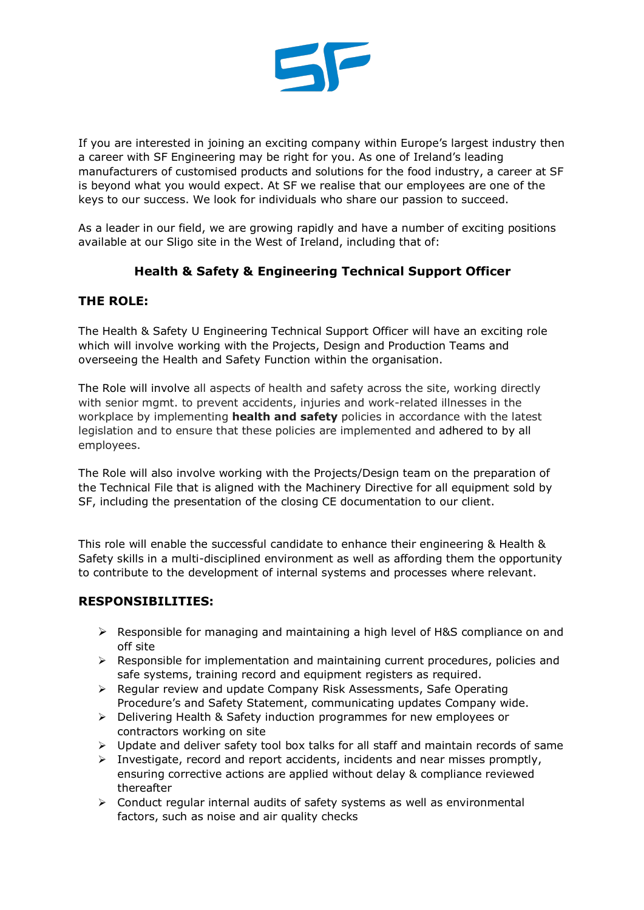If you are interested in joining an exciting company within Europe's largest industry then a career with SF Engineering may be right for you. As one of Ireland's leading manufacturers of customised products and solutions for the food industry, a career at SF is beyond what you would expect. At SF we realise that our employees are one of the keys to our success. We look for individuals who share our passion to succeed.

As a leader in our field, we are growing rapidly and have a number of exciting positions available at our Sligo site in the West of Ireland, including that of:

## Health & Safety & Engineering Technical Support Officer

### THE ROLE:

The Health & Safety U Engineering Technical Support Officer will have an exciting role which will involve working with the Projects, Design and Production Teams and overseeing the Health and Safety Function within the organisation.

The Role will involve all aspects of health and safety across the site, working directly with senior mgmt. to prevent accidents, injuries and work-related illnesses in the workplace by implementing **health and safety** policies in accordance with the latest legislation and to ensure that these policies are implemented and adhered to by all employees.

The Role will also involve working with the Projects/Design team on the preparation of the Technical File that is aligned with the Machinery Directive for all equipment sold by SF, including the presentation of the closing CE documentation to our client.

This role will enable the successful candidate to enhance their engineering & Health & Safety skills in a multi-disciplined environment as well as affording them the opportunity to contribute to the development of internal systems and processes where relevant.

### RESPONSIBILITIES:

- Responsible for managing and maintaining a high level of H&S compliance on and off site
- Responsible for implementation and maintaining current procedures, policies and safe systems, training record and equipment registers as required.
- Regular review and update Company Risk Assessments, Safe Operating Procedure's and Safety Statement, communicating updates Company wide.
- Delivering Health & Safety induction programmes for new employees or contractors working on site
- Update and deliver safety tool box talks for all staff and maintain records of same
- Investigate, record and report accidents, incidents and near misses promptly, ensuring corrective actions are applied without delay & compliance reviewed thereafter
- Conduct regular internal audits of safety systems as well as environmental factors, such as noise and air quality checks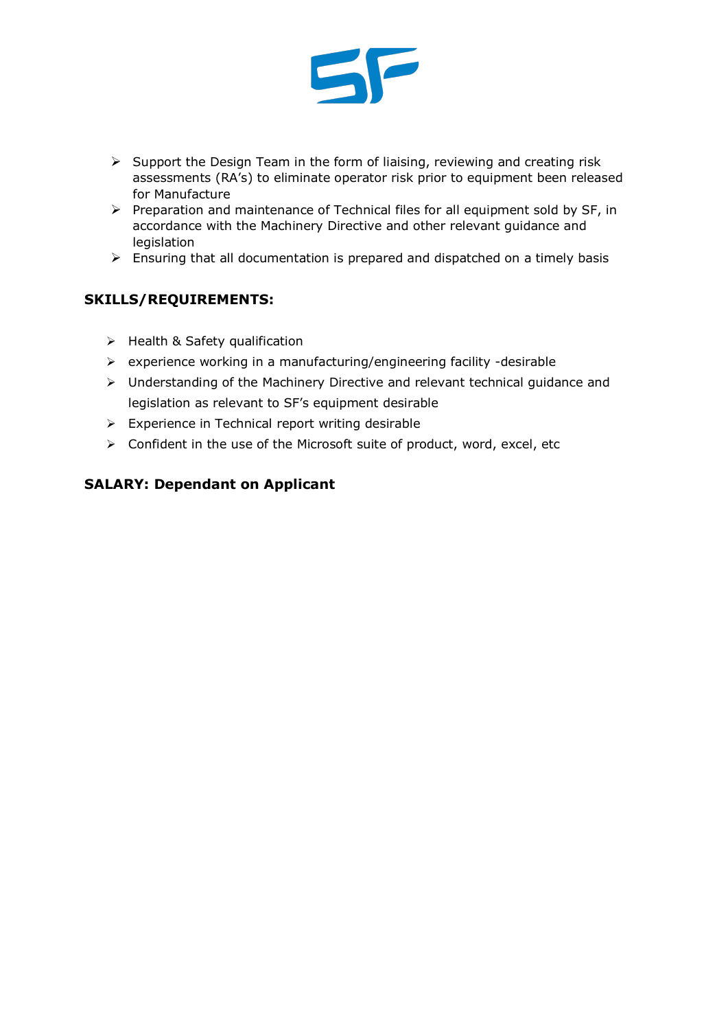- Support the Design Team in the form of liaising, reviewing and creating risk assessments (RA's) to eliminate operator risk prior to equipment been released for Manufacture
- Preparation and maintenance of Technical files for all equipment sold by SF, in accordance with the Machinery Directive and other relevant guidance and legislation
- Ensuring that all documentation is prepared and dispatched on a timely basis

## SKILLS/REQUIREMENTS:

- Health & Safety qualification
- experience working in a manufacturing/engineering facility -desirable
- Understanding of the Machinery Directive and relevant technical guidance and legislation as relevant to SF's equipment desirable
- Experience in Technical report writing desirable
- Confident in the use of the Microsoft suite of product, word, excel, etc

## SALARY: Dependant on Applicant